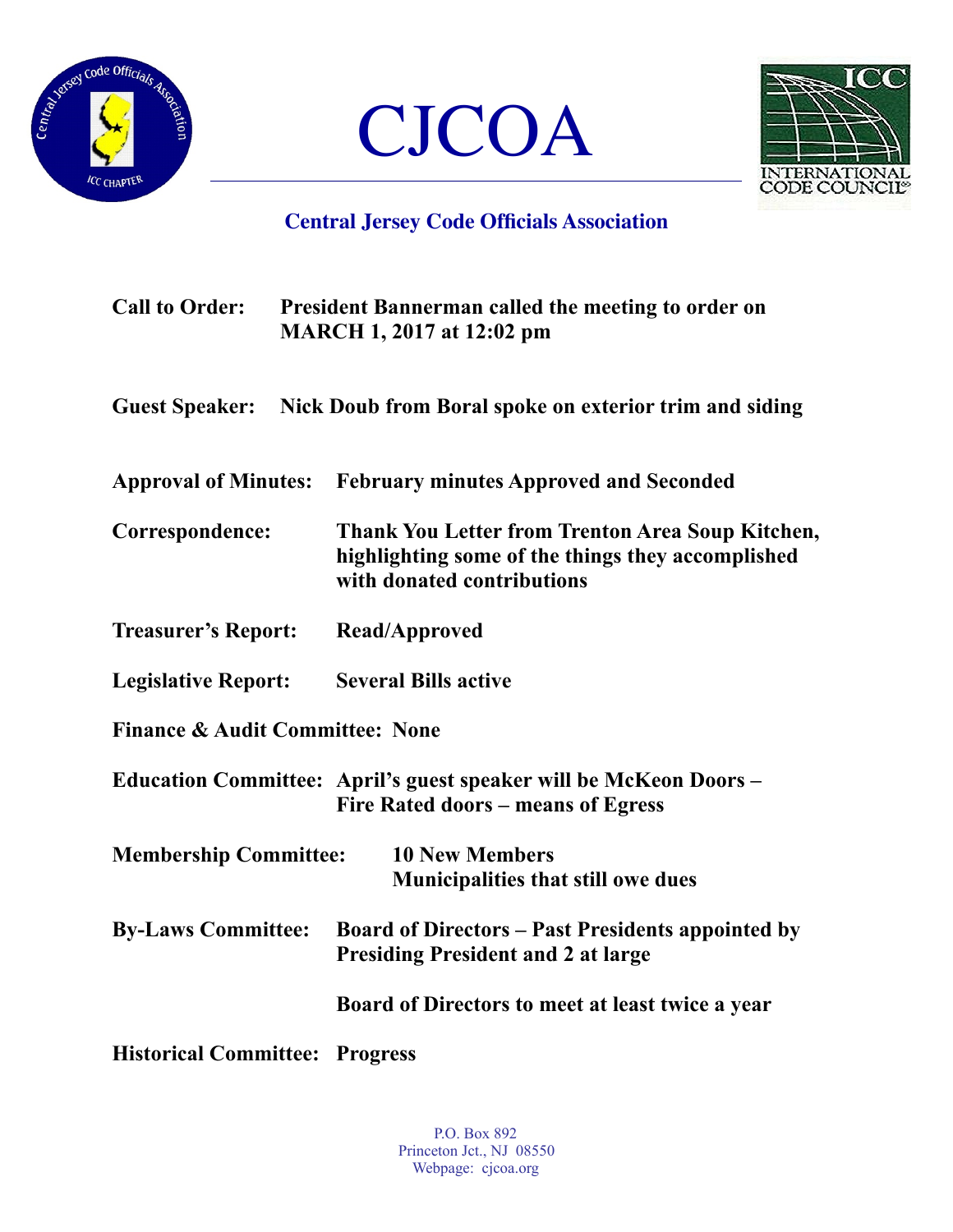# CJCOA

## Central Jersey Code Officials Association

**Call to Order:** President Bannerman called the meeting to order on MARCH 1, 2017 at 12:02 pm

**Guest Speaker:** Nick Doub from Boral spoke on exterior trim and siding

**Approval of Minutes:** February minutes Approved and Seconded

**Correspondence:** Thank You Letter from Trenton Area Soup Kitchen, highlighting some of the things they accomplished with donated contributions

**Treasurer's Report:** Read/Approved

**Legislative Report:** Several Bills active

**Finance & Audit Committee:** None

**Education Committee:** April's guest speaker will be McKeon Doors – Fire Rated doors – means of Egress

**Membership Committee:**
10 New Members
Municipalities that still owe dues

**By-Laws Committee:** Board of Directors – Past Presidents appointed by Presiding President and 2 at large

Board of Directors to meet at least twice a year

**Historical Committee:** Progress

P.O. Box 892
Princeton Jct., NJ 08550
Webpage: cjcoa.org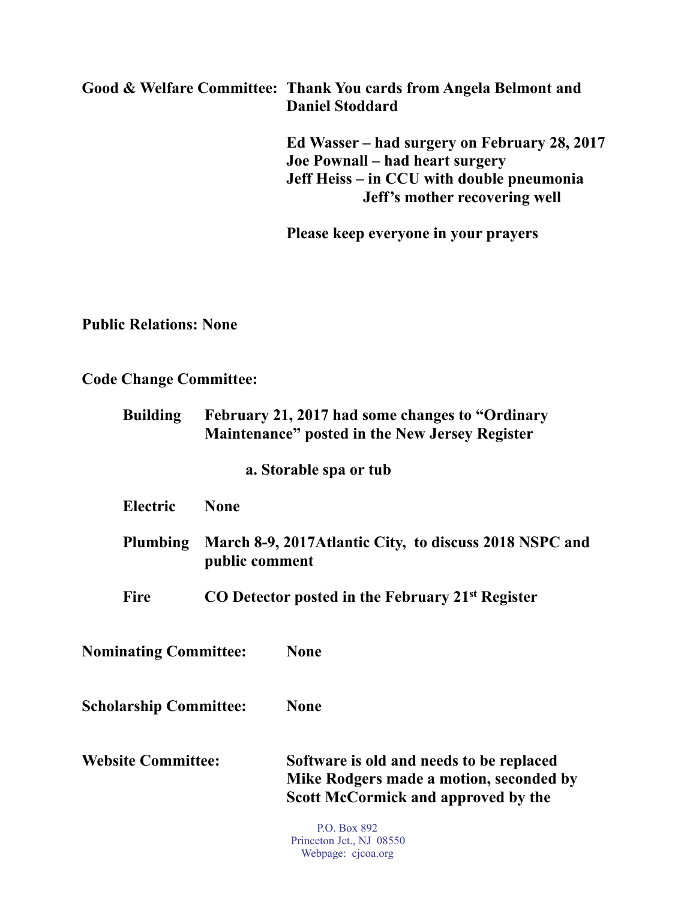**Good & Welfare Committee:** **Thank You cards from Angela Belmont and Daniel Stoddard**

**Ed Wasser – had surgery on February 28, 2017**
**Joe Pownall – had heart surgery**
**Jeff Heiss – in CCU with double pneumonia**
**Jeff's mother recovering well**

**Please keep everyone in your prayers**

**Public Relations: None**

**Code Change Committee:**

**Building** **February 21, 2017 had some changes to "Ordinary Maintenance" posted in the New Jersey Register**

**a. Storable spa or tub**

**Electric** **None**

**Plumbing** **March 8-9, 2017Atlantic City, to discuss 2018 NSPC and public comment**

**Fire** **CO Detector posted in the February 21st Register**

**Nominating Committee:** **None**

**Scholarship Committee:** **None**

**Website Committee:** **Software is old and needs to be replaced Mike Rodgers made a motion, seconded by Scott McCormick and approved by the**

P.O. Box 892
Princeton Jct., NJ 08550
Webpage: cjcoa.org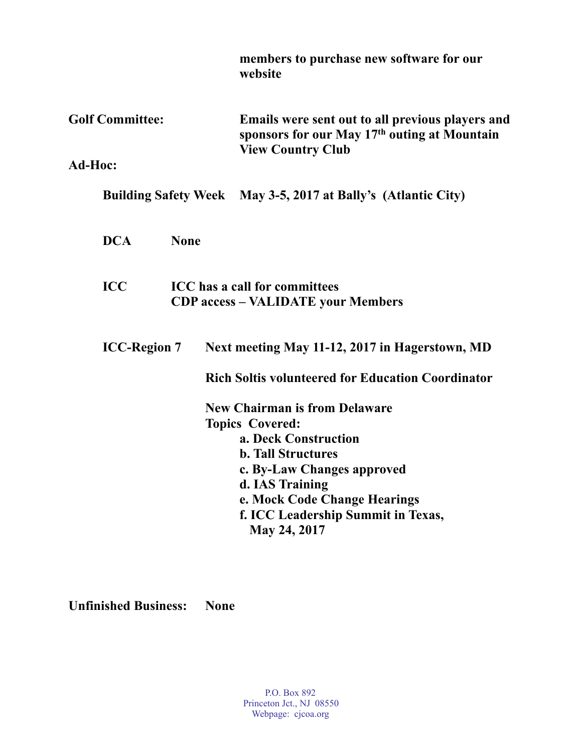**members to purchase new software for our website**

**Golf Committee:** **Emails were sent out to all previous players and sponsors for our May 17th outing at Mountain View Country Club**

**Ad-Hoc:**

**Building Safety Week** **May 3-5, 2017 at Bally's (Atlantic City)**

**DCA** **None**

**ICC** **ICC has a call for committees**
**CDP access – VALIDATE your Members**

**ICC-Region 7** **Next meeting May 11-12, 2017 in Hagerstown, MD**

**Rich Soltis volunteered for Education Coordinator**

**New Chairman is from Delaware**
**Topics Covered:**

- **a. Deck Construction**
- **b. Tall Structures**
- **c. By-Law Changes approved**
- **d. IAS Training**
- **e. Mock Code Change Hearings**
- **f. ICC Leadership Summit in Texas, May 24, 2017**

**Unfinished Business:** **None**

P.O. Box 892
Princeton Jct., NJ 08550
Webpage: cjcoa.org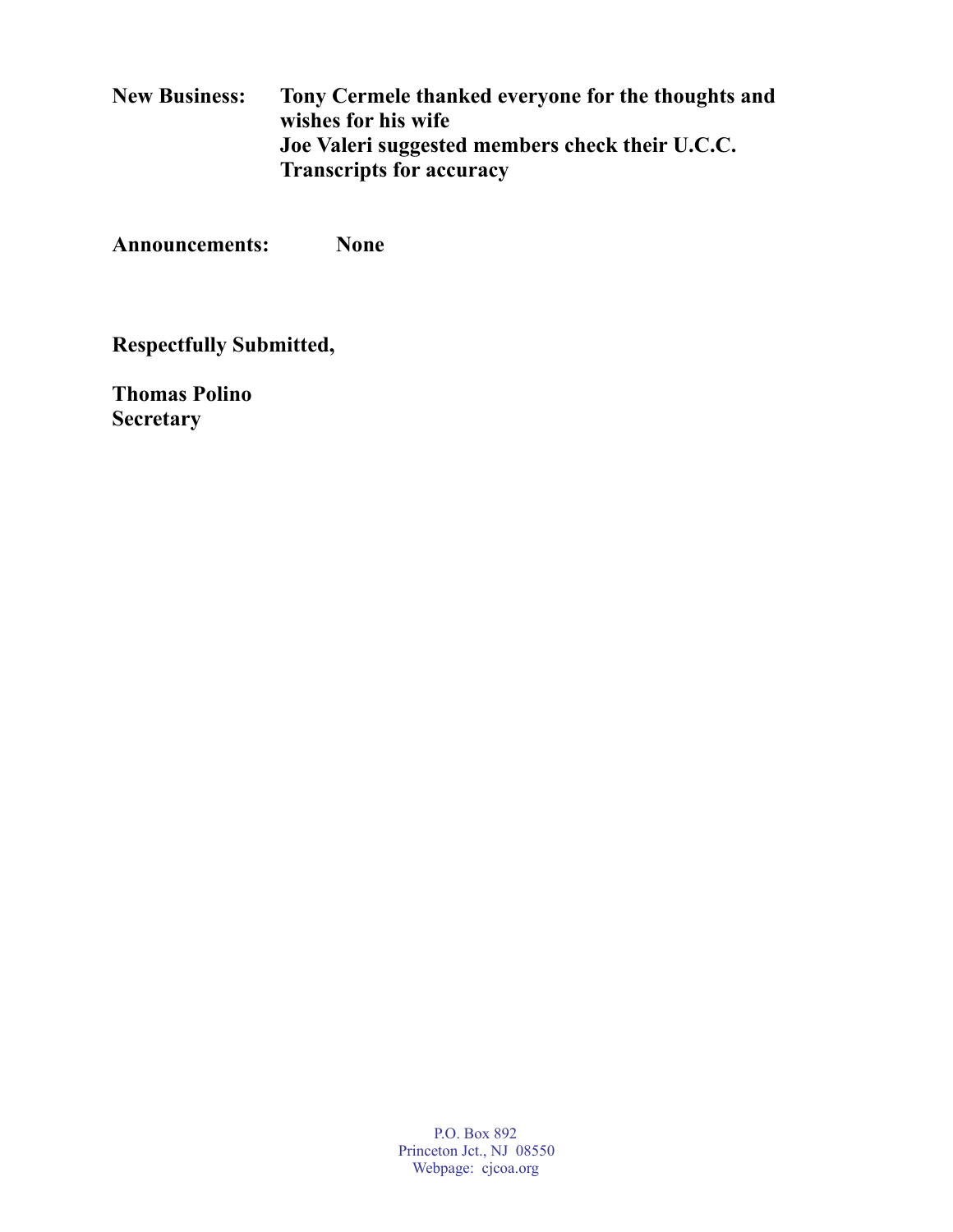**New Business:** **Tony Cermele thanked everyone for the thoughts and wishes for his wife**
**Joe Valeri suggested members check their U.C.C. Transcripts for accuracy**

**Announcements:** **None**

**Respectfully Submitted,**

**Thomas Polino**
**Secretary**

P.O. Box 892
Princeton Jct., NJ 08550
Webpage: cjcoa.org